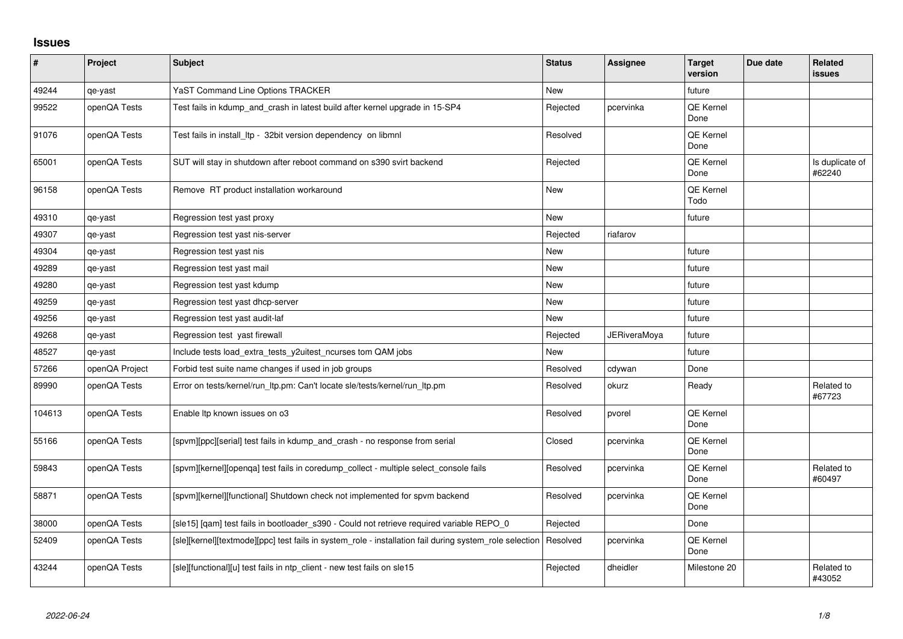## Issues

| # | Project | Subject | Status | Assignee | Target version | Due date | Related issues |
|---|---|---|---|---|---|---|---|
| 49244 | qe-yast | YaST Command Line Options TRACKER | New | | future | | |
| 99522 | openQA Tests | Test fails in kdump_and_crash in latest build after kernel upgrade in 15-SP4 | Rejected | pcervinka | QE Kernel Done | | |
| 91076 | openQA Tests | Test fails in install_ltp - 32bit version dependency on libmnl | Resolved | | QE Kernel Done | | |
| 65001 | openQA Tests | SUT will stay in shutdown after reboot command on s390 svirt backend | Rejected | | QE Kernel Done | | Is duplicate of #62240 |
| 96158 | openQA Tests | Remove RT product installation workaround | New | | QE Kernel Todo | | |
| 49310 | qe-yast | Regression test yast proxy | New | | future | | |
| 49307 | qe-yast | Regression test yast nis-server | Rejected | riafarov | | | |
| 49304 | qe-yast | Regression test yast nis | New | | future | | |
| 49289 | qe-yast | Regression test yast mail | New | | future | | |
| 49280 | qe-yast | Regression test yast kdump | New | | future | | |
| 49259 | qe-yast | Regression test yast dhcp-server | New | | future | | |
| 49256 | qe-yast | Regression test yast audit-laf | New | | future | | |
| 49268 | qe-yast | Regression test yast firewall | Rejected | JERiveraMoya | future | | |
| 48527 | qe-yast | Include tests load_extra_tests_y2uitest_ncurses tom QAM jobs | New | | future | | |
| 57266 | openQA Project | Forbid test suite name changes if used in job groups | Resolved | cdywan | Done | | |
| 89990 | openQA Tests | Error on tests/kernel/run_ltp.pm: Can't locate sle/tests/kernel/run_ltp.pm | Resolved | okurz | Ready | | Related to #67723 |
| 104613 | openQA Tests | Enable ltp known issues on o3 | Resolved | pvorel | QE Kernel Done | | |
| 55166 | openQA Tests | [spvm][ppc][serial] test fails in kdump_and_crash - no response from serial | Closed | pcervinka | QE Kernel Done | | |
| 59843 | openQA Tests | [spvm][kernel][openqa] test fails in coredump_collect - multiple select_console fails | Resolved | pcervinka | QE Kernel Done | | Related to #60497 |
| 58871 | openQA Tests | [spvm][kernel][functional] Shutdown check not implemented for spvm backend | Resolved | pcervinka | QE Kernel Done | | |
| 38000 | openQA Tests | [sle15] [qam] test fails in bootloader_s390 - Could not retrieve required variable REPO_0 | Rejected | | Done | | |
| 52409 | openQA Tests | [sle][kernel][textmode][ppc] test fails in system_role - installation fail during system_role selection | Resolved | pcervinka | QE Kernel Done | | |
| 43244 | openQA Tests | [sle][functional][u] test fails in ntp_client - new test fails on sle15 | Rejected | dheidler | Milestone 20 | | Related to #43052 |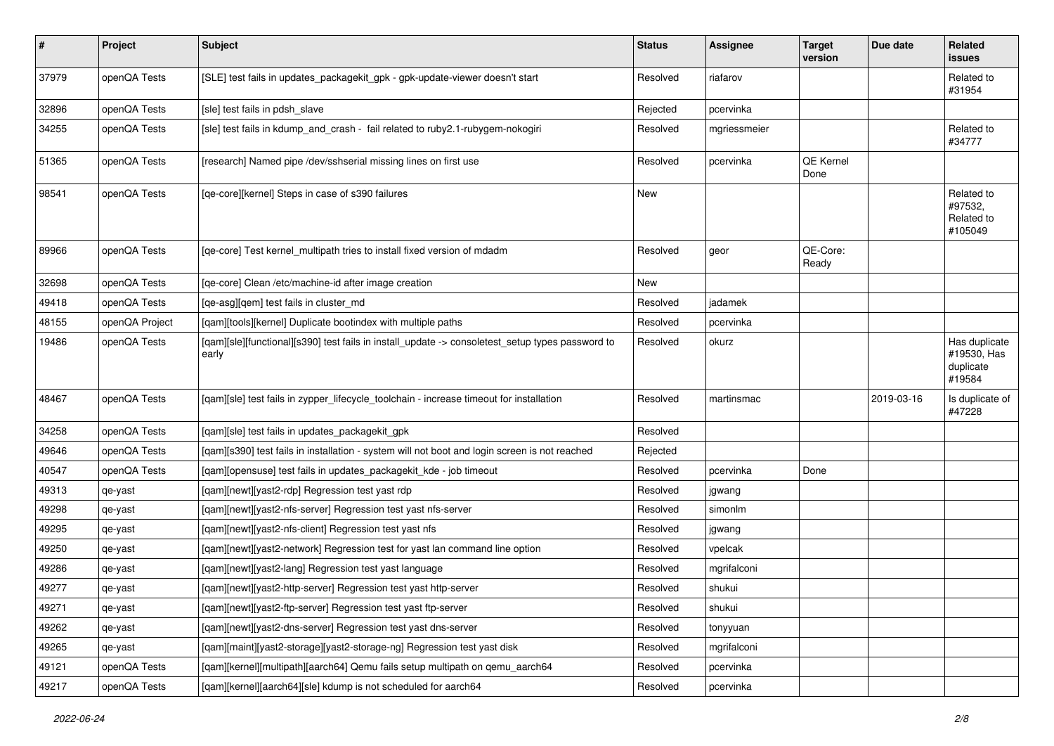| # | Project | Subject | Status | Assignee | Target version | Due date | Related issues |
|---|---|---|---|---|---|---|---|
| 37979 | openQA Tests | [SLE] test fails in updates_packagekit_gpk - gpk-update-viewer doesn't start | Resolved | riafarov | | | Related to #31954 |
| 32896 | openQA Tests | [sle] test fails in pdsh_slave | Rejected | pcervinka | | | |
| 34255 | openQA Tests | [sle] test fails in kdump_and_crash - fail related to ruby2.1-rubygem-nokogiri | Resolved | mgriessmeier | | | Related to #34777 |
| 51365 | openQA Tests | [research] Named pipe /dev/sshserial missing lines on first use | Resolved | pcervinka | QE Kernel Done | | |
| 98541 | openQA Tests | [qe-core][kernel] Steps in case of s390 failures | New | | | | Related to #97532, Related to #105049 |
| 89966 | openQA Tests | [qe-core] Test kernel_multipath tries to install fixed version of mdadm | Resolved | geor | QE-Core: Ready | | |
| 32698 | openQA Tests | [qe-core] Clean /etc/machine-id after image creation | New | | | | |
| 49418 | openQA Tests | [qe-asg][qem] test fails in cluster_md | Resolved | jadamek | | | |
| 48155 | openQA Project | [qam][tools][kernel] Duplicate bootindex with multiple paths | Resolved | pcervinka | | | |
| 19486 | openQA Tests | [qam][sle][functional][s390] test fails in install_update -> consoletest_setup types password to early | Resolved | okurz | | | Has duplicate #19530, Has duplicate #19584 |
| 48467 | openQA Tests | [qam][sle] test fails in zypper_lifecycle_toolchain - increase timeout for installation | Resolved | martinsmac | | 2019-03-16 | Is duplicate of #47228 |
| 34258 | openQA Tests | [qam][sle] test fails in updates_packagekit_gpk | Resolved | | | | |
| 49646 | openQA Tests | [qam][s390] test fails in installation - system will not boot and login screen is not reached | Rejected | | | | |
| 40547 | openQA Tests | [qam][opensuse] test fails in updates_packagekit_kde - job timeout | Resolved | pcervinka | Done | | |
| 49313 | qe-yast | [qam][newt][yast2-rdp] Regression test yast rdp | Resolved | jgwang | | | |
| 49298 | qe-yast | [qam][newt][yast2-nfs-server] Regression test yast nfs-server | Resolved | simonlm | | | |
| 49295 | qe-yast | [qam][newt][yast2-nfs-client] Regression test yast nfs | Resolved | jgwang | | | |
| 49250 | qe-yast | [qam][newt][yast2-network] Regression test for yast lan command line option | Resolved | vpelcak | | | |
| 49286 | qe-yast | [qam][newt][yast2-lang] Regression test yast language | Resolved | mgrifalconi | | | |
| 49277 | qe-yast | [qam][newt][yast2-http-server] Regression test yast http-server | Resolved | shukui | | | |
| 49271 | qe-yast | [qam][newt][yast2-ftp-server] Regression test yast ftp-server | Resolved | shukui | | | |
| 49262 | qe-yast | [qam][newt][yast2-dns-server] Regression test yast dns-server | Resolved | tonyyuan | | | |
| 49265 | qe-yast | [qam][maint][yast2-storage][yast2-storage-ng] Regression test yast disk | Resolved | mgrifalconi | | | |
| 49121 | openQA Tests | [qam][kernel][multipath][aarch64] Qemu fails setup multipath on qemu_aarch64 | Resolved | pcervinka | | | |
| 49217 | openQA Tests | [qam][kernel][aarch64][sle] kdump is not scheduled for aarch64 | Resolved | pcervinka | | | |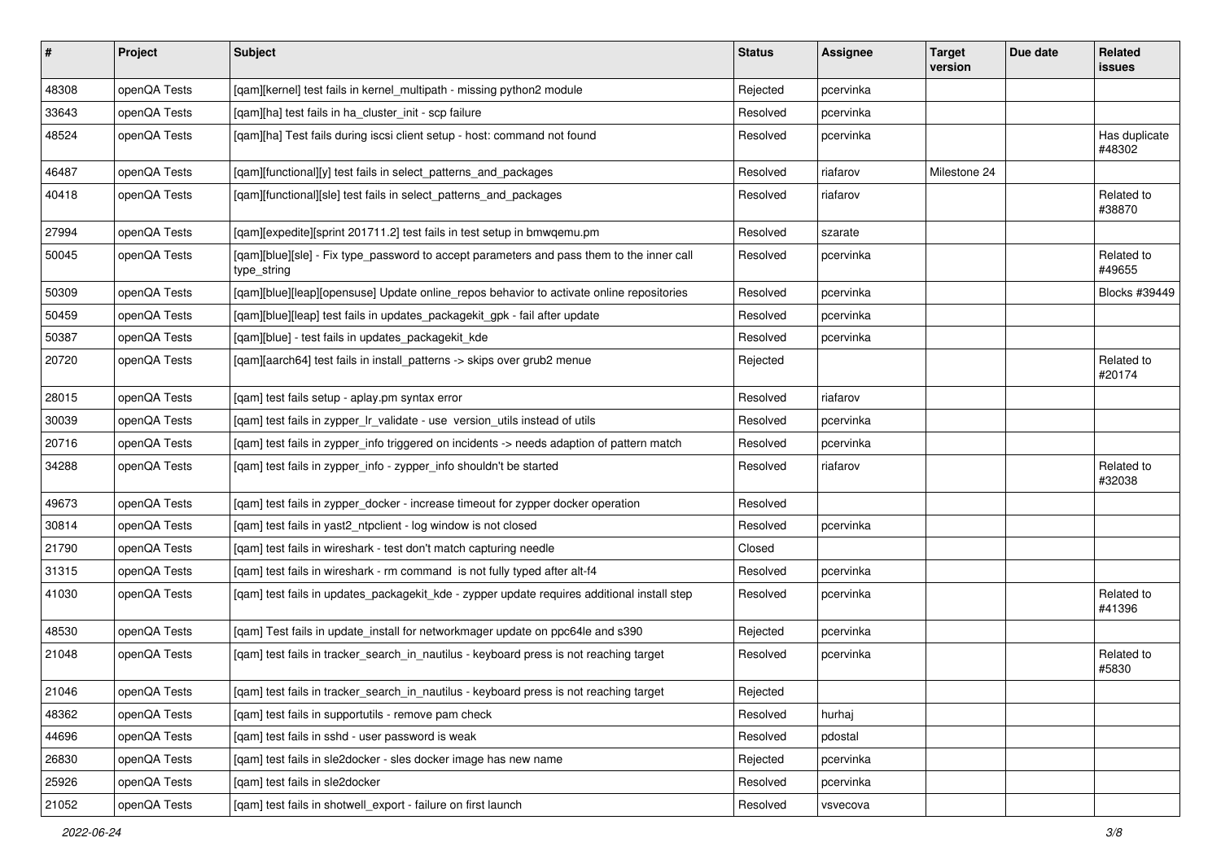| # | Project | Subject | Status | Assignee | Target version | Due date | Related issues |
|---|---|---|---|---|---|---|---|
| 48308 | openQA Tests | [qam][kernel] test fails in kernel_multipath - missing python2 module | Rejected | pcervinka | | | |
| 33643 | openQA Tests | [qam][ha] test fails in ha_cluster_init - scp failure | Resolved | pcervinka | | | |
| 48524 | openQA Tests | [qam][ha] Test fails during iscsi client setup - host: command not found | Resolved | pcervinka | | | Has duplicate #48302 |
| 46487 | openQA Tests | [qam][functional][y] test fails in select_patterns_and_packages | Resolved | riafarov | Milestone 24 | | |
| 40418 | openQA Tests | [qam][functional][sle] test fails in select_patterns_and_packages | Resolved | riafarov | | | Related to #38870 |
| 27994 | openQA Tests | [qam][expedite][sprint 201711.2] test fails in test setup in bmwqemu.pm | Resolved | szarate | | | |
| 50045 | openQA Tests | [qam][blue][sle] - Fix type_password to accept parameters and pass them to the inner call type_string | Resolved | pcervinka | | | Related to #49655 |
| 50309 | openQA Tests | [qam][blue][leap][opensuse] Update online_repos behavior to activate online repositories | Resolved | pcervinka | | | Blocks #39449 |
| 50459 | openQA Tests | [qam][blue][leap] test fails in updates_packagekit_gpk - fail after update | Resolved | pcervinka | | | |
| 50387 | openQA Tests | [qam][blue] - test fails in updates_packagekit_kde | Resolved | pcervinka | | | |
| 20720 | openQA Tests | [qam][aarch64] test fails in install_patterns -> skips over grub2 menue | Rejected | | | | Related to #20174 |
| 28015 | openQA Tests | [qam] test fails setup - aplay.pm syntax error | Resolved | riafarov | | | |
| 30039 | openQA Tests | [qam] test fails in zypper_lr_validate - use version_utils instead of utils | Resolved | pcervinka | | | |
| 20716 | openQA Tests | [qam] test fails in zypper_info triggered on incidents -> needs adaption of pattern match | Resolved | pcervinka | | | |
| 34288 | openQA Tests | [qam] test fails in zypper_info - zypper_info shouldn't be started | Resolved | riafarov | | | Related to #32038 |
| 49673 | openQA Tests | [qam] test fails in zypper_docker - increase timeout for zypper docker operation | Resolved | | | | |
| 30814 | openQA Tests | [qam] test fails in yast2_ntpclient - log window is not closed | Resolved | pcervinka | | | |
| 21790 | openQA Tests | [qam] test fails in wireshark - test don't match capturing needle | Closed | | | | |
| 31315 | openQA Tests | [qam] test fails in wireshark - rm command is not fully typed after alt-f4 | Resolved | pcervinka | | | |
| 41030 | openQA Tests | [qam] test fails in updates_packagekit_kde - zypper update requires additional install step | Resolved | pcervinka | | | Related to #41396 |
| 48530 | openQA Tests | [qam] Test fails in update_install for networkmager update on ppc64le and s390 | Rejected | pcervinka | | | |
| 21048 | openQA Tests | [qam] test fails in tracker_search_in_nautilus - keyboard press is not reaching target | Resolved | pcervinka | | | Related to #5830 |
| 21046 | openQA Tests | [qam] test fails in tracker_search_in_nautilus - keyboard press is not reaching target | Rejected | | | | |
| 48362 | openQA Tests | [qam] test fails in supportutils - remove pam check | Resolved | hurhaj | | | |
| 44696 | openQA Tests | [qam] test fails in sshd - user password is weak | Resolved | pdostal | | | |
| 26830 | openQA Tests | [qam] test fails in sle2docker - sles docker image has new name | Rejected | pcervinka | | | |
| 25926 | openQA Tests | [qam] test fails in sle2docker | Resolved | pcervinka | | | |
| 21052 | openQA Tests | [qam] test fails in shotwell_export - failure on first launch | Resolved | vsvecova | | | |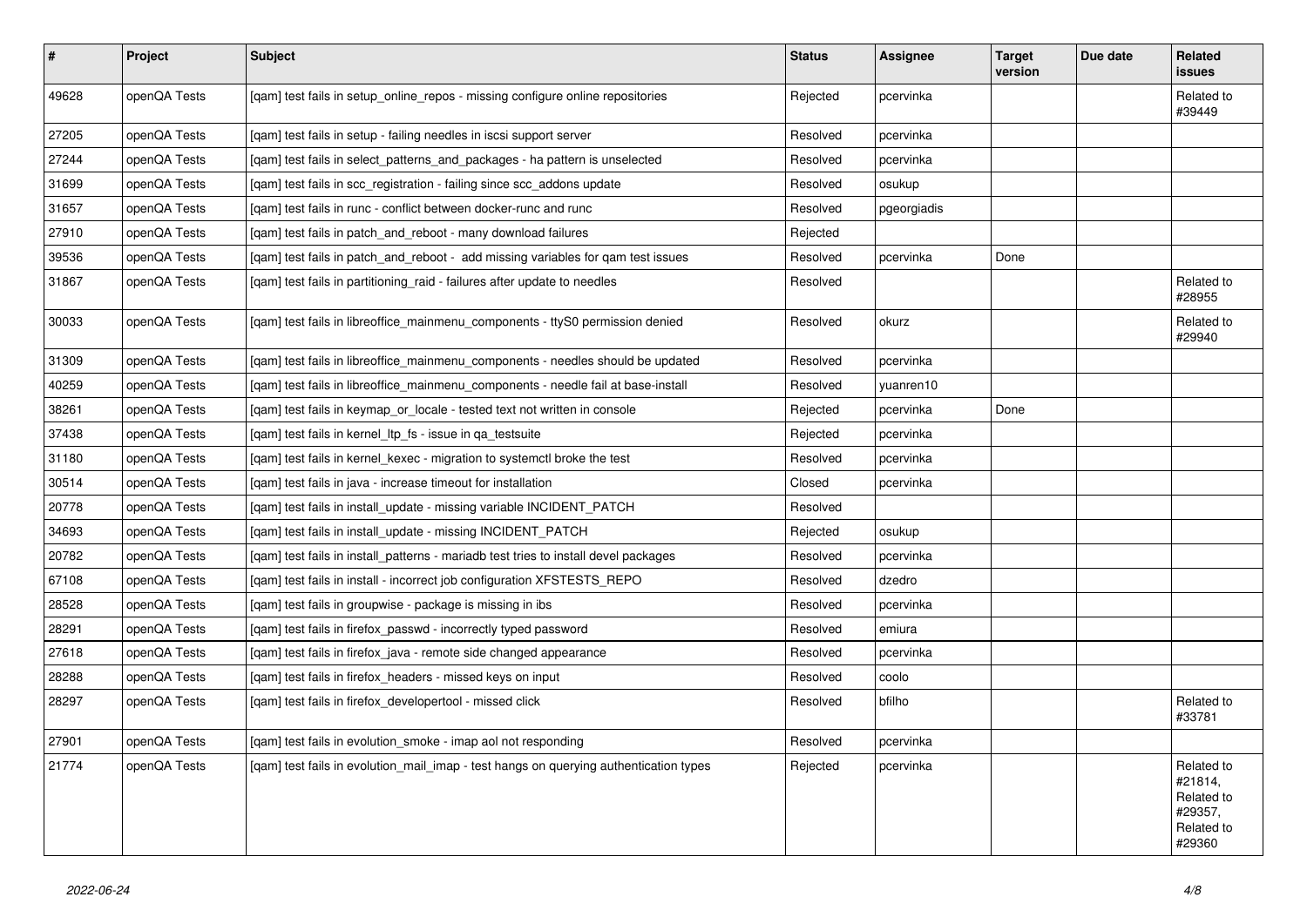| # | Project | Subject | Status | Assignee | Target version | Due date | Related issues |
|---|---|---|---|---|---|---|---|
| 49628 | openQA Tests | [qam] test fails in setup_online_repos - missing configure online repositories | Rejected | pcervinka | | | Related to #39449 |
| 27205 | openQA Tests | [qam] test fails in setup - failing needles in iscsi support server | Resolved | pcervinka | | | |
| 27244 | openQA Tests | [qam] test fails in select_patterns_and_packages - ha pattern is unselected | Resolved | pcervinka | | | |
| 31699 | openQA Tests | [qam] test fails in scc_registration - failing since scc_addons update | Resolved | osukup | | | |
| 31657 | openQA Tests | [qam] test fails in runc - conflict between docker-runc and runc | Resolved | pgeorgiadis | | | |
| 27910 | openQA Tests | [qam] test fails in patch_and_reboot - many download failures | Rejected | | | | |
| 39536 | openQA Tests | [qam] test fails in patch_and_reboot - add missing variables for qam test issues | Resolved | pcervinka | Done | | |
| 31867 | openQA Tests | [qam] test fails in partitioning_raid - failures after update to needles | Resolved | | | | Related to #28955 |
| 30033 | openQA Tests | [qam] test fails in libreoffice_mainmenu_components - ttyS0 permission denied | Resolved | okurz | | | Related to #29940 |
| 31309 | openQA Tests | [qam] test fails in libreoffice_mainmenu_components - needles should be updated | Resolved | pcervinka | | | |
| 40259 | openQA Tests | [qam] test fails in libreoffice_mainmenu_components - needle fail at base-install | Resolved | yuanren10 | | | |
| 38261 | openQA Tests | [qam] test fails in keymap_or_locale - tested text not written in console | Rejected | pcervinka | Done | | |
| 37438 | openQA Tests | [qam] test fails in kernel_ltp_fs - issue in qa_testsuite | Rejected | pcervinka | | | |
| 31180 | openQA Tests | [qam] test fails in kernel_kexec - migration to systemctl broke the test | Resolved | pcervinka | | | |
| 30514 | openQA Tests | [qam] test fails in java - increase timeout for installation | Closed | pcervinka | | | |
| 20778 | openQA Tests | [qam] test fails in install_update - missing variable INCIDENT_PATCH | Resolved | | | | |
| 34693 | openQA Tests | [qam] test fails in install_update - missing INCIDENT_PATCH | Rejected | osukup | | | |
| 20782 | openQA Tests | [qam] test fails in install_patterns - mariadb test tries to install devel packages | Resolved | pcervinka | | | |
| 67108 | openQA Tests | [qam] test fails in install - incorrect job configuration XFSTESTS_REPO | Resolved | dzedro | | | |
| 28528 | openQA Tests | [qam] test fails in groupwise - package is missing in ibs | Resolved | pcervinka | | | |
| 28291 | openQA Tests | [qam] test fails in firefox_passwd - incorrectly typed password | Resolved | emiura | | | |
| 27618 | openQA Tests | [qam] test fails in firefox_java - remote side changed appearance | Resolved | pcervinka | | | |
| 28288 | openQA Tests | [qam] test fails in firefox_headers - missed keys on input | Resolved | coolo | | | |
| 28297 | openQA Tests | [qam] test fails in firefox_developertool - missed click | Resolved | bfilho | | | Related to #33781 |
| 27901 | openQA Tests | [qam] test fails in evolution_smoke - imap aol not responding | Resolved | pcervinka | | | |
| 21774 | openQA Tests | [qam] test fails in evolution_mail_imap - test hangs on querying authentication types | Rejected | pcervinka | | | Related to #21814, Related to #29357, Related to #29360 |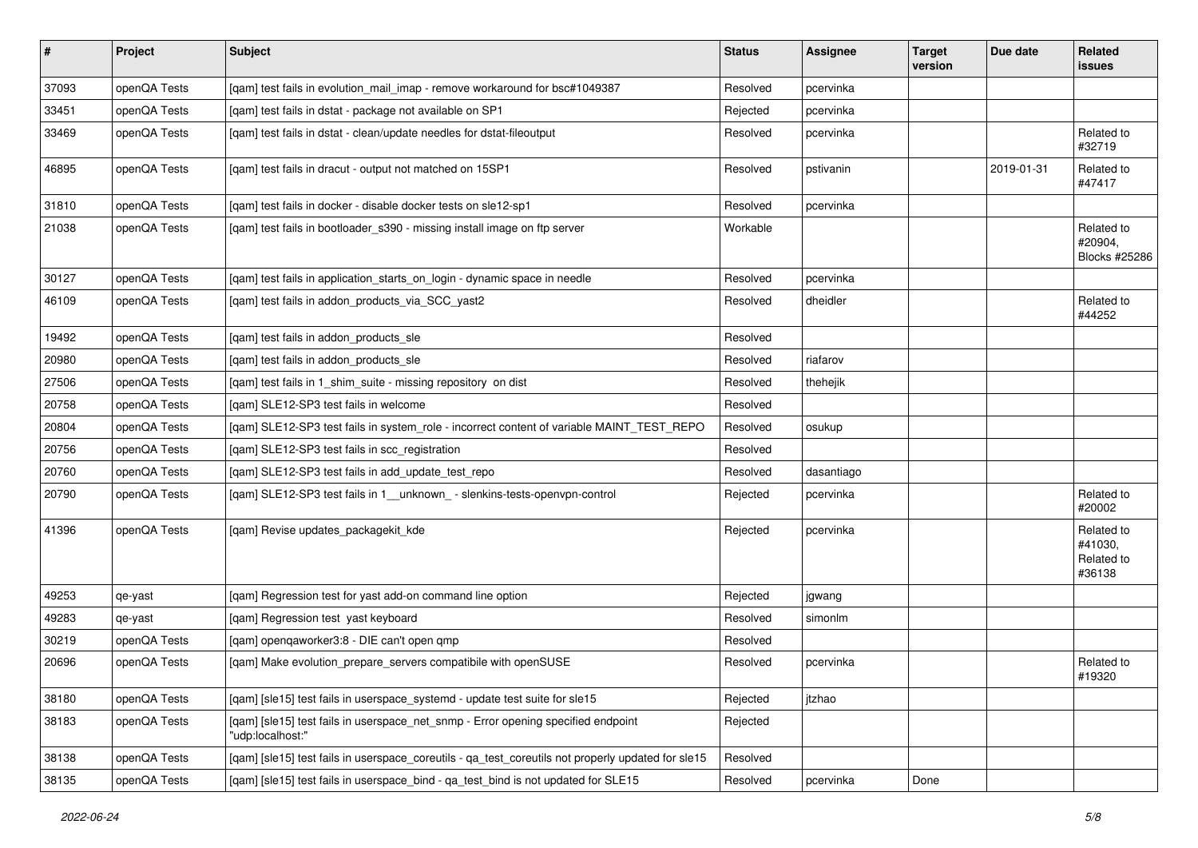| # | Project | Subject | Status | Assignee | Target version | Due date | Related issues |
|---|---|---|---|---|---|---|---|
| 37093 | openQA Tests | [qam] test fails in evolution_mail_imap - remove workaround for bsc#1049387 | Resolved | pcervinka | | | |
| 33451 | openQA Tests | [qam] test fails in dstat - package not available on SP1 | Rejected | pcervinka | | | |
| 33469 | openQA Tests | [qam] test fails in dstat - clean/update needles for dstat-fileoutput | Resolved | pcervinka | | | Related to #32719 |
| 46895 | openQA Tests | [qam] test fails in dracut - output not matched on 15SP1 | Resolved | pstivanin | | 2019-01-31 | Related to #47417 |
| 31810 | openQA Tests | [qam] test fails in docker - disable docker tests on sle12-sp1 | Resolved | pcervinka | | | |
| 21038 | openQA Tests | [qam] test fails in bootloader_s390 - missing install image on ftp server | Workable | | | | Related to #20904, Blocks #25286 |
| 30127 | openQA Tests | [qam] test fails in application_starts_on_login - dynamic space in needle | Resolved | pcervinka | | | |
| 46109 | openQA Tests | [qam] test fails in addon_products_via_SCC_yast2 | Resolved | dheidler | | | Related to #44252 |
| 19492 | openQA Tests | [qam] test fails in addon_products_sle | Resolved | | | | |
| 20980 | openQA Tests | [qam] test fails in addon_products_sle | Resolved | riafarov | | | |
| 27506 | openQA Tests | [qam] test fails in 1_shim_suite - missing repository on dist | Resolved | thehejik | | | |
| 20758 | openQA Tests | [qam] SLE12-SP3 test fails in welcome | Resolved | | | | |
| 20804 | openQA Tests | [qam] SLE12-SP3 test fails in system_role - incorrect content of variable MAINT_TEST_REPO | Resolved | osukup | | | |
| 20756 | openQA Tests | [qam] SLE12-SP3 test fails in scc_registration | Resolved | | | | |
| 20760 | openQA Tests | [qam] SLE12-SP3 test fails in add_update_test_repo | Resolved | dasantiago | | | |
| 20790 | openQA Tests | [qam] SLE12-SP3 test fails in 1__unknown_ - slenkins-tests-openvpn-control | Rejected | pcervinka | | | Related to #20002 |
| 41396 | openQA Tests | [qam] Revise updates_packagekit_kde | Rejected | pcervinka | | | Related to #41030, Related to #36138 |
| 49253 | qe-yast | [qam] Regression test for yast add-on command line option | Rejected | jgwang | | | |
| 49283 | qe-yast | [qam] Regression test yast keyboard | Resolved | simonlm | | | |
| 30219 | openQA Tests | [qam] openqaworker3:8 - DIE can't open qmp | Resolved | | | | |
| 20696 | openQA Tests | [qam] Make evolution_prepare_servers compatibile with openSUSE | Resolved | pcervinka | | | Related to #19320 |
| 38180 | openQA Tests | [qam] [sle15] test fails in userspace_systemd - update test suite for sle15 | Rejected | jtzhao | | | |
| 38183 | openQA Tests | [qam] [sle15] test fails in userspace_net_snmp - Error opening specified endpoint "udp:localhost:" | Rejected | | | | |
| 38138 | openQA Tests | [qam] [sle15] test fails in userspace_coreutils - qa_test_coreutils not properly updated for sle15 | Resolved | | | | |
| 38135 | openQA Tests | [qam] [sle15] test fails in userspace_bind - qa_test_bind is not updated for SLE15 | Resolved | pcervinka | Done | | |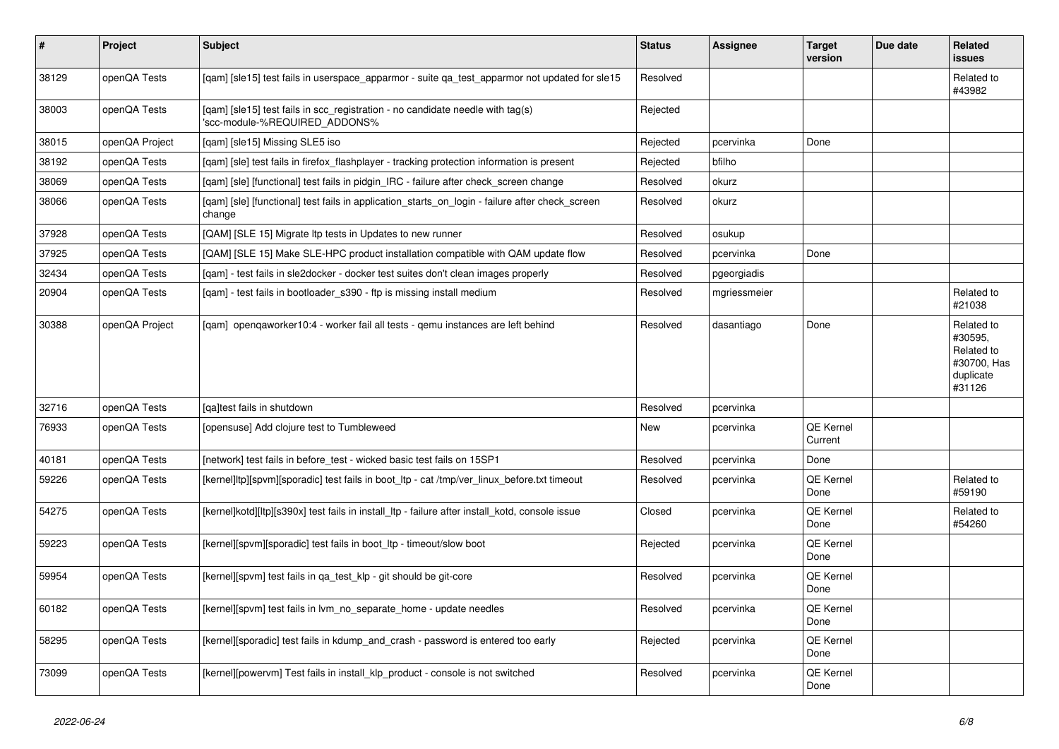| # | Project | Subject | Status | Assignee | Target version | Due date | Related issues |
|---|---|---|---|---|---|---|---|
| 38129 | openQA Tests | [qam] [sle15] test fails in userspace_apparmor - suite qa_test_apparmor not updated for sle15 | Resolved | | | | Related to #43982 |
| 38003 | openQA Tests | [qam] [sle15] test fails in scc_registration - no candidate needle with tag(s) 'scc-module-%REQUIRED_ADDONS% | Rejected | | | | |
| 38015 | openQA Project | [qam] [sle15] Missing SLE5 iso | Rejected | pcervinka | Done | | |
| 38192 | openQA Tests | [qam] [sle] test fails in firefox_flashplayer - tracking protection information is present | Rejected | bfilho | | | |
| 38069 | openQA Tests | [qam] [sle] [functional] test fails in pidgin_IRC - failure after check_screen change | Resolved | okurz | | | |
| 38066 | openQA Tests | [qam] [sle] [functional] test fails in application_starts_on_login - failure after check_screen change | Resolved | okurz | | | |
| 37928 | openQA Tests | [QAM] [SLE 15] Migrate ltp tests in Updates to new runner | Resolved | osukup | | | |
| 37925 | openQA Tests | [QAM] [SLE 15] Make SLE-HPC product installation compatible with QAM update flow | Resolved | pcervinka | Done | | |
| 32434 | openQA Tests | [qam] - test fails in sle2docker - docker test suites don't clean images properly | Resolved | pgeorgiadis | | | |
| 20904 | openQA Tests | [qam] - test fails in bootloader_s390 - ftp is missing install medium | Resolved | mgriessmeier | | | Related to #21038 |
| 30388 | openQA Project | [qam] openqaworker10:4 - worker fail all tests - qemu instances are left behind | Resolved | dasantiago | Done | | Related to #30595, Related to #30700, Has duplicate #31126 |
| 32716 | openQA Tests | [qa]test fails in shutdown | Resolved | pcervinka | | | |
| 76933 | openQA Tests | [opensuse] Add clojure test to Tumbleweed | New | pcervinka | QE Kernel Current | | |
| 40181 | openQA Tests | [network] test fails in before_test - wicked basic test fails on 15SP1 | Resolved | pcervinka | Done | | |
| 59226 | openQA Tests | [kernel]ltp][spvm][sporadic] test fails in boot_ltp - cat /tmp/ver_linux_before.txt timeout | Resolved | pcervinka | QE Kernel Done | | Related to #59190 |
| 54275 | openQA Tests | [kernel]kotd][ltp][s390x] test fails in install_ltp - failure after install_kotd, console issue | Closed | pcervinka | QE Kernel Done | | Related to #54260 |
| 59223 | openQA Tests | [kernel][spvm][sporadic] test fails in boot_ltp - timeout/slow boot | Rejected | pcervinka | QE Kernel Done | | |
| 59954 | openQA Tests | [kernel][spvm] test fails in qa_test_klp - git should be git-core | Resolved | pcervinka | QE Kernel Done | | |
| 60182 | openQA Tests | [kernel][spvm] test fails in lvm_no_separate_home - update needles | Resolved | pcervinka | QE Kernel Done | | |
| 58295 | openQA Tests | [kernel][sporadic] test fails in kdump_and_crash - password is entered too early | Rejected | pcervinka | QE Kernel Done | | |
| 73099 | openQA Tests | [kernel][powervm] Test fails in install_klp_product - console is not switched | Resolved | pcervinka | QE Kernel Done | | |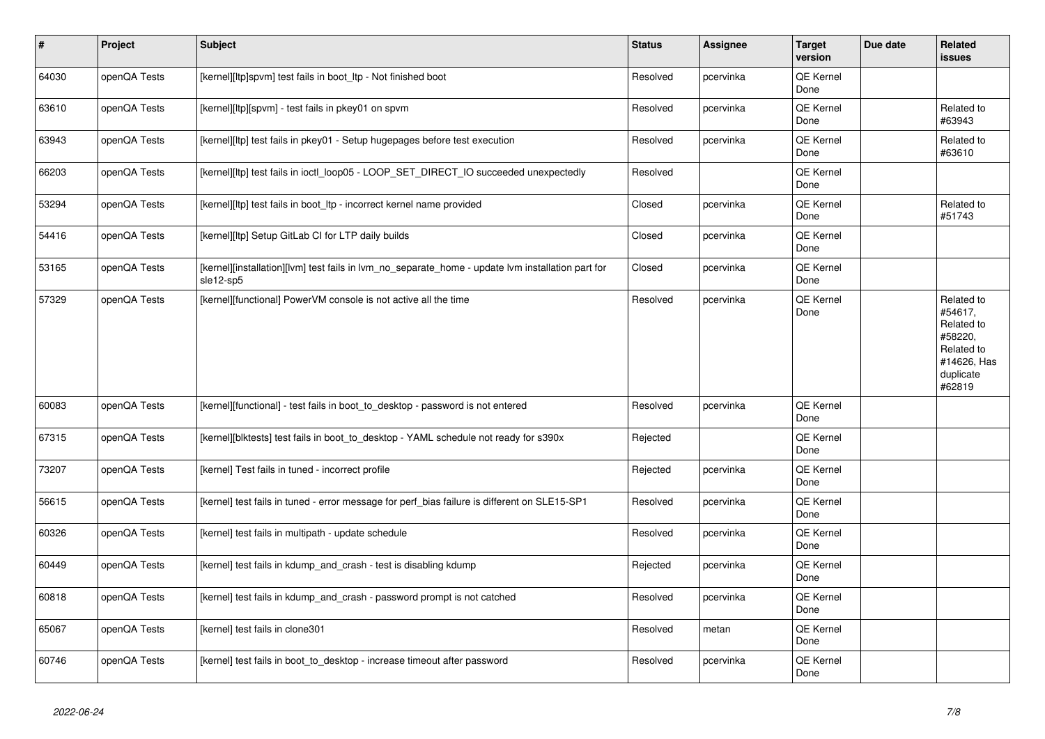| # | Project | Subject | Status | Assignee | Target version | Due date | Related issues |
|---|---|---|---|---|---|---|---|
| 64030 | openQA Tests | [kernel][ltp]spvm] test fails in boot_ltp - Not finished boot | Resolved | pcervinka | QE Kernel Done | | |
| 63610 | openQA Tests | [kernel][ltp][spvm] - test fails in pkey01 on spvm | Resolved | pcervinka | QE Kernel Done | | Related to #63943 |
| 63943 | openQA Tests | [kernel][ltp] test fails in pkey01 - Setup hugepages before test execution | Resolved | pcervinka | QE Kernel Done | | Related to #63610 |
| 66203 | openQA Tests | [kernel][ltp] test fails in ioctl_loop05 - LOOP_SET_DIRECT_IO succeeded unexpectedly | Resolved | | QE Kernel Done | | |
| 53294 | openQA Tests | [kernel][ltp] test fails in boot_ltp - incorrect kernel name provided | Closed | pcervinka | QE Kernel Done | | Related to #51743 |
| 54416 | openQA Tests | [kernel][ltp] Setup GitLab CI for LTP daily builds | Closed | pcervinka | QE Kernel Done | | |
| 53165 | openQA Tests | [kernel][installation][lvm] test fails in lvm_no_separate_home - update lvm installation part for sle12-sp5 | Closed | pcervinka | QE Kernel Done | | |
| 57329 | openQA Tests | [kernel][functional] PowerVM console is not active all the time | Resolved | pcervinka | QE Kernel Done | | Related to #54617, Related to #58220, Related to #14626, Has duplicate #62819 |
| 60083 | openQA Tests | [kernel][functional] - test fails in boot_to_desktop - password is not entered | Resolved | pcervinka | QE Kernel Done | | |
| 67315 | openQA Tests | [kernel][blktests] test fails in boot_to_desktop - YAML schedule not ready for s390x | Rejected | | QE Kernel Done | | |
| 73207 | openQA Tests | [kernel] Test fails in tuned - incorrect profile | Rejected | pcervinka | QE Kernel Done | | |
| 56615 | openQA Tests | [kernel] test fails in tuned - error message for perf_bias failure is different on SLE15-SP1 | Resolved | pcervinka | QE Kernel Done | | |
| 60326 | openQA Tests | [kernel] test fails in multipath - update schedule | Resolved | pcervinka | QE Kernel Done | | |
| 60449 | openQA Tests | [kernel] test fails in kdump_and_crash - test is disabling kdump | Rejected | pcervinka | QE Kernel Done | | |
| 60818 | openQA Tests | [kernel] test fails in kdump_and_crash - password prompt is not catched | Resolved | pcervinka | QE Kernel Done | | |
| 65067 | openQA Tests | [kernel] test fails in clone301 | Resolved | metan | QE Kernel Done | | |
| 60746 | openQA Tests | [kernel] test fails in boot_to_desktop - increase timeout after password | Resolved | pcervinka | QE Kernel Done | | |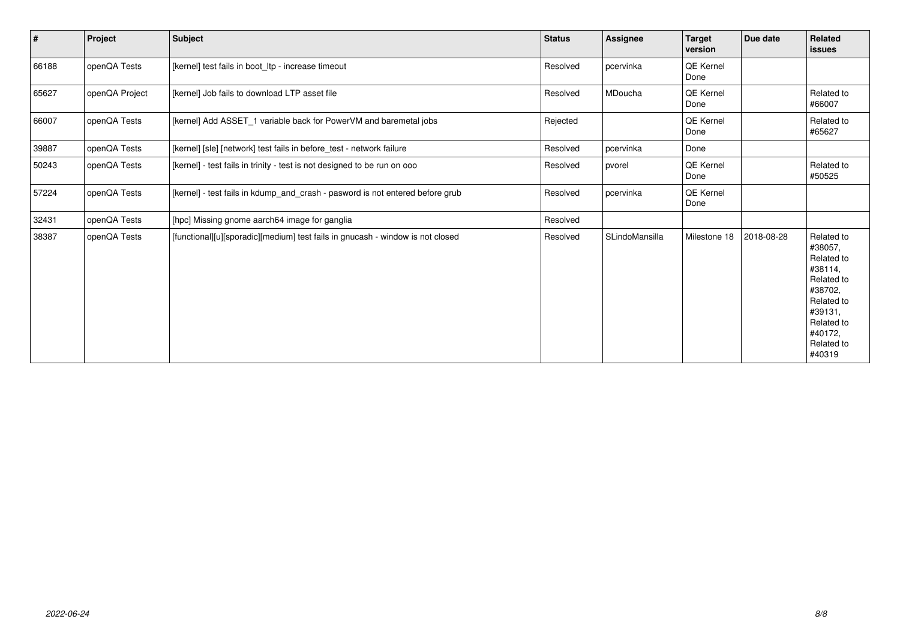| # | Project | Subject | Status | Assignee | Target version | Due date | Related issues |
|---|---|---|---|---|---|---|---|
| 66188 | openQA Tests | [kernel] test fails in boot_ltp - increase timeout | Resolved | pcervinka | QE Kernel Done | | |
| 65627 | openQA Project | [kernel] Job fails to download LTP asset file | Resolved | MDoucha | QE Kernel Done | | Related to #66007 |
| 66007 | openQA Tests | [kernel] Add ASSET_1 variable back for PowerVM and baremetal jobs | Rejected | | QE Kernel Done | | Related to #65627 |
| 39887 | openQA Tests | [kernel] [sle] [network] test fails in before_test - network failure | Resolved | pcervinka | Done | | |
| 50243 | openQA Tests | [kernel] - test fails in trinity - test is not designed to be run on ooo | Resolved | pvorel | QE Kernel Done | | Related to #50525 |
| 57224 | openQA Tests | [kernel] - test fails in kdump_and_crash - pasword is not entered before grub | Resolved | pcervinka | QE Kernel Done | | |
| 32431 | openQA Tests | [hpc] Missing gnome aarch64 image for ganglia | Resolved | | | | |
| 38387 | openQA Tests | [functional][u][sporadic][medium] test fails in gnucash - window is not closed | Resolved | SLindoMansilla | Milestone 18 | 2018-08-28 | Related to #38057, Related to #38114, Related to #38702, Related to #39131, Related to #40172, Related to #40319 |